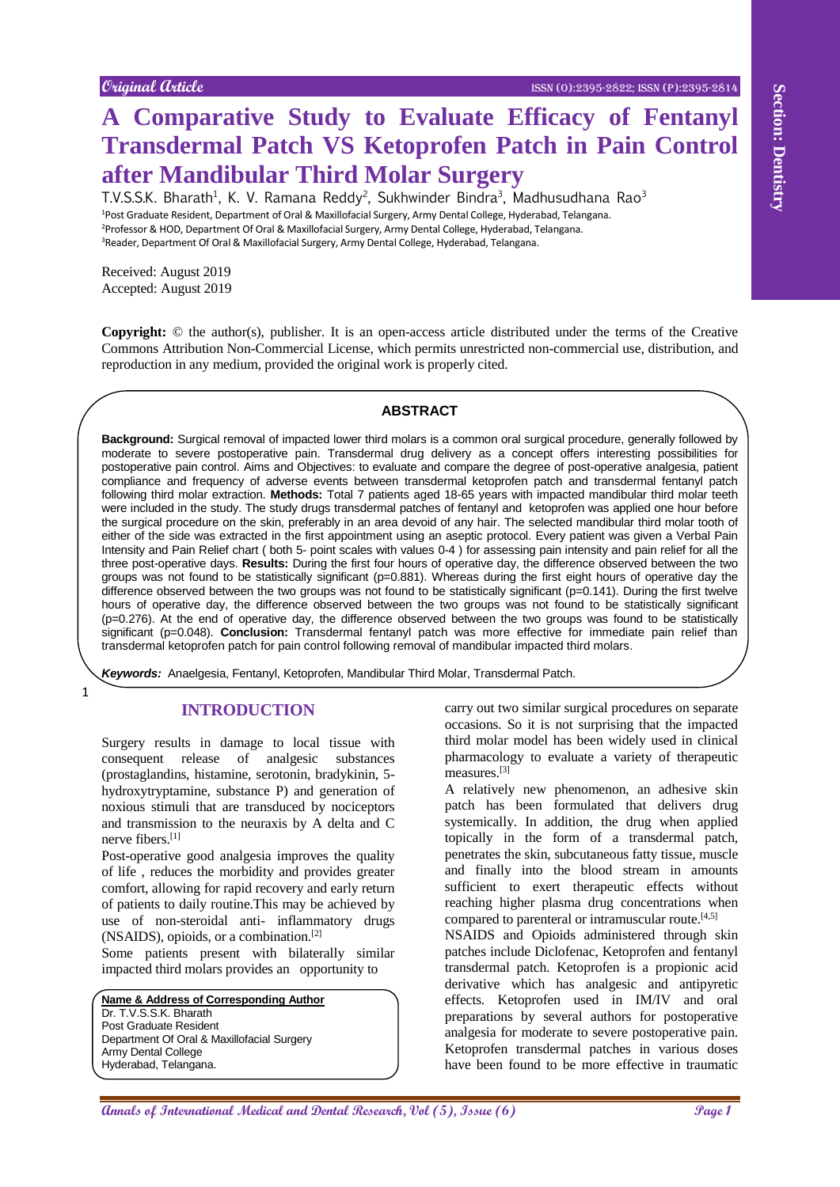Original Article

# A Comparative Study to Evaluate Efficacy of Fentanyl Transdermal Patch VS Ketoprofen Patch in Pain Control after Mandibular Third Molar Surgery

T.V.S.S.K. Bharath[1], K. V. Ramana Reddy[2], Sukhwinder Bindra[3], Madhusudhana Rao[3]

[1]Post Graduate Resident, Department of Oral & Maxillofacial Surgery, Army Dental College, Hyderabad, Telangana.
[2]Professor & HOD, Department Of Oral & Maxillofacial Surgery, Army Dental College, Hyderabad, Telangana.
[3]Reader, Department Of Oral & Maxillofacial Surgery, Army Dental College, Hyderabad, Telangana.

Received: August 2019
Accepted: August 2019

**Copyright:** © the author(s), publisher. It is an open-access article distributed under the terms of the Creative Commons Attribution Non-Commercial License, which permits unrestricted non-commercial use, distribution, and reproduction in any medium, provided the original work is properly cited.

## ABSTRACT

**Background:** Surgical removal of impacted lower third molars is a common oral surgical procedure, generally followed by moderate to severe postoperative pain. Transdermal drug delivery as a concept offers interesting possibilities for postoperative pain control. Aims and Objectives: to evaluate and compare the degree of post-operative analgesia, patient compliance and frequency of adverse events between transdermal ketoprofen patch and transdermal fentanyl patch following third molar extraction. **Methods:** Total 7 patients aged 18-65 years with impacted mandibular third molar teeth were included in the study. The study drugs transdermal patches of fentanyl and ketoprofen was applied one hour before the surgical procedure on the skin, preferably in an area devoid of any hair. The selected mandibular third molar tooth of either of the side was extracted in the first appointment using an aseptic protocol. Every patient was given a Verbal Pain Intensity and Pain Relief chart ( both 5- point scales with values 0-4 ) for assessing pain intensity and pain relief for all the three post-operative days. **Results:** During the first four hours of operative day, the difference observed between the two groups was not found to be statistically significant (p=0.881). Whereas during the first eight hours of operative day the difference observed between the two groups was not found to be statistically significant (p=0.141). During the first twelve hours of operative day, the difference observed between the two groups was not found to be statistically significant (p=0.276). At the end of operative day, the difference observed between the two groups was found to be statistically significant (p=0.048). **Conclusion:** Transdermal fentanyl patch was more effective for immediate pain relief than transdermal ketoprofen patch for pain control following removal of mandibular impacted third molars.

***Keywords:*** Anaelgesia, Fentanyl, Ketoprofen, Mandibular Third Molar, Transdermal Patch.

## INTRODUCTION

Surgery results in damage to local tissue with consequent release of analgesic substances (prostaglandins, histamine, serotonin, bradykinin, 5-hydroxytryptamine, substance P) and generation of noxious stimuli that are transduced by nociceptors and transmission to the neuraxis by A delta and C nerve fibers.[1]

Post-operative good analgesia improves the quality of life , reduces the morbidity and provides greater comfort, allowing for rapid recovery and early return of patients to daily routine.This may be achieved by use of non-steroidal anti- inflammatory drugs (NSAIDS), opioids, or a combination.[2]

Some patients present with bilaterally similar impacted third molars provides an opportunity to carry out two similar surgical procedures on separate occasions. So it is not surprising that the impacted third molar model has been widely used in clinical pharmacology to evaluate a variety of therapeutic measures.[3]

A relatively new phenomenon, an adhesive skin patch has been formulated that delivers drug systemically. In addition, the drug when applied topically in the form of a transdermal patch, penetrates the skin, subcutaneous fatty tissue, muscle and finally into the blood stream in amounts sufficient to exert therapeutic effects without reaching higher plasma drug concentrations when compared to parenteral or intramuscular route.[4,5]

NSAIDS and Opioids administered through skin patches include Diclofenac, Ketoprofen and fentanyl transdermal patch. Ketoprofen is a propionic acid derivative which has analgesic and antipyretic effects. Ketoprofen used in IM/IV and oral preparations by several authors for postoperative analgesia for moderate to severe postoperative pain. Ketoprofen transdermal patches in various doses have been found to be more effective in traumatic

**Name & Address of Corresponding Author**
Dr. T.V.S.S.K. Bharath
Post Graduate Resident
Department Of Oral & Maxillofacial Surgery
Army Dental College
Hyderabad, Telangana.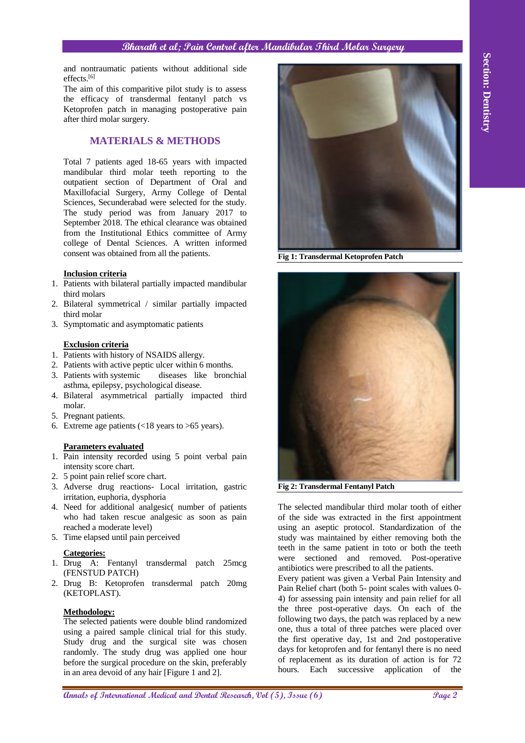and nontraumatic patients without additional side effects.[6]

The aim of this comparitive pilot study is to assess the efficacy of transdermal fentanyl patch vs Ketoprofen patch in managing postoperative pain after third molar surgery.

## MATERIALS & METHODS

Total 7 patients aged 18-65 years with impacted mandibular third molar teeth reporting to the outpatient section of Department of Oral and Maxillofacial Surgery, Army College of Dental Sciences, Secunderabad were selected for the study. The study period was from January 2017 to September 2018. The ethical clearance was obtained from the Institutional Ethics committee of Army college of Dental Sciences. A written informed consent was obtained from all the patients.

**Inclusion criteria**

1. Patients with bilateral partially impacted mandibular third molars
2. Bilateral symmetrical / similar partially impacted third molar
3. Symptomatic and asymptomatic patients

**Exclusion criteria**

1. Patients with history of NSAIDS allergy.
2. Patients with active peptic ulcer within 6 months.
3. Patients with systemic diseases like bronchial asthma, epilepsy, psychological disease.
4. Bilateral asymmetrical partially impacted third molar.
5. Pregnant patients.
6. Extreme age patients (<18 years to >65 years).

**Parameters evaluated**

1. Pain intensity recorded using 5 point verbal pain intensity score chart.
2. 5 point pain relief score chart.
3. Adverse drug reactions- Local irritation, gastric irritation, euphoria, dysphoria
4. Need for additional analgesic( number of patients who had taken rescue analgesic as soon as pain reached a moderate level)
5. Time elapsed until pain perceived

**Categories:**

1. Drug A: Fentanyl transdermal patch 25mcg (FENSTUD PATCH)
2. Drug B: Ketoprofen transdermal patch 20mg (KETOPLAST).

**Methodology:**

The selected patients were double blind randomized using a paired sample clinical trial for this study. Study drug and the surgical site was chosen randomly. The study drug was applied one hour before the surgical procedure on the skin, preferably in an area devoid of any hair [Figure 1 and 2].

Fig 1: Transdermal Ketoprofen Patch

Fig 2: Transdermal Fentanyl Patch

The selected mandibular third molar tooth of either of the side was extracted in the first appointment using an aseptic protocol. Standardization of the study was maintained by either removing both the teeth in the same patient in toto or both the teeth were sectioned and removed. Post-operative antibiotics were prescribed to all the patients.

Every patient was given a Verbal Pain Intensity and Pain Relief chart (both 5- point scales with values 0-4) for assessing pain intensity and pain relief for all the three post-operative days. On each of the following two days, the patch was replaced by a new one, thus a total of three patches were placed over the first operative day, 1st and 2nd postoperative days for ketoprofen and for fentanyl there is no need of replacement as its duration of action is for 72 hours. Each successive application of the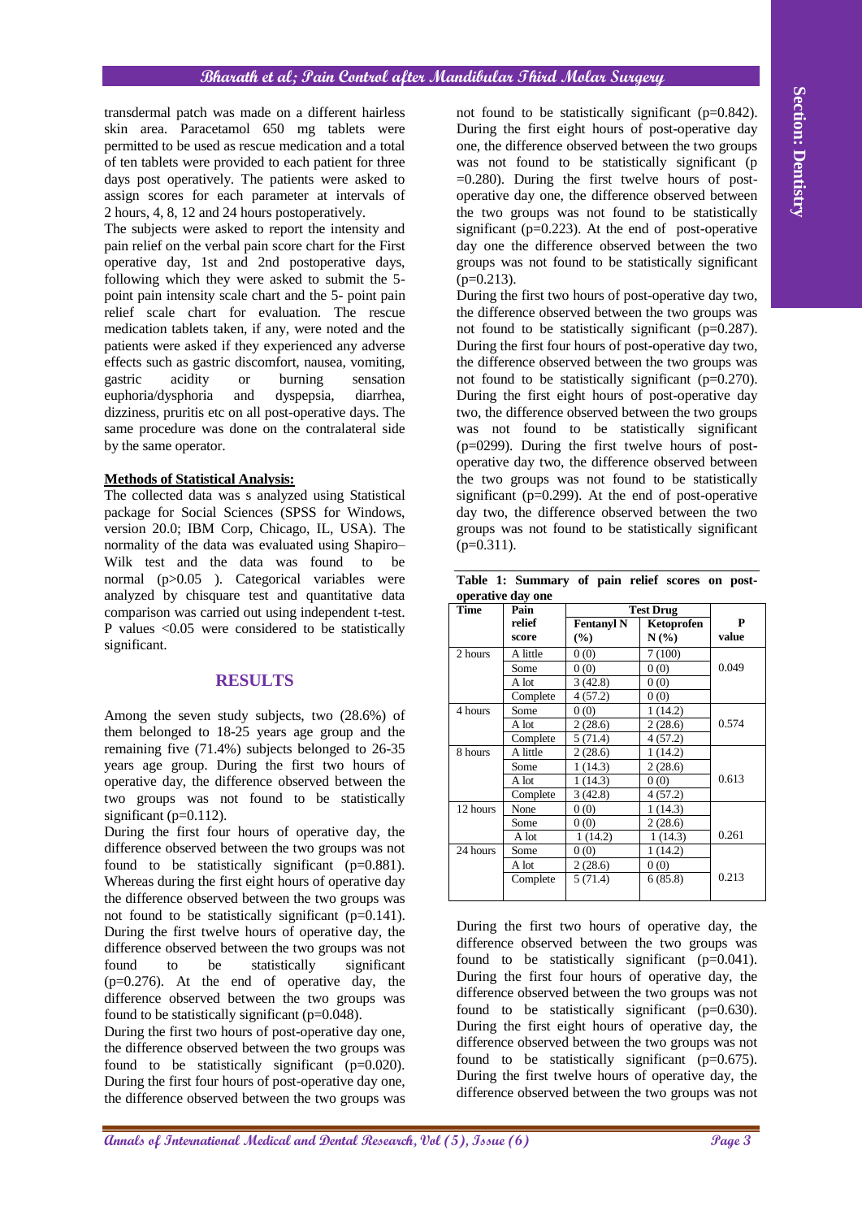transdermal patch was made on a different hairless skin area. Paracetamol 650 mg tablets were permitted to be used as rescue medication and a total of ten tablets were provided to each patient for three days post operatively. The patients were asked to assign scores for each parameter at intervals of 2 hours, 4, 8, 12 and 24 hours postoperatively.

The subjects were asked to report the intensity and pain relief on the verbal pain score chart for the First operative day, 1st and 2nd postoperative days, following which they were asked to submit the 5-point pain intensity scale chart and the 5- point pain relief scale chart for evaluation. The rescue medication tablets taken, if any, were noted and the patients were asked if they experienced any adverse effects such as gastric discomfort, nausea, vomiting, gastric acidity or burning sensation euphoria/dysphoria and dyspepsia, diarrhea, dizziness, pruritis etc on all post-operative days. The same procedure was done on the contralateral side by the same operator.

**Methods of Statistical Analysis:**

The collected data was s analyzed using Statistical package for Social Sciences (SPSS for Windows, version 20.0; IBM Corp, Chicago, IL, USA). The normality of the data was evaluated using Shapiro–Wilk test and the data was found to be normal (p>0.05 ). Categorical variables were analyzed by chisquare test and quantitative data comparison was carried out using independent t-test. P values <0.05 were considered to be statistically significant.

## RESULTS

Among the seven study subjects, two (28.6%) of them belonged to 18-25 years age group and the remaining five (71.4%) subjects belonged to 26-35 years age group. During the first two hours of operative day, the difference observed between the two groups was not found to be statistically significant (p=0.112).

During the first four hours of operative day, the difference observed between the two groups was not found to be statistically significant (p=0.881). Whereas during the first eight hours of operative day the difference observed between the two groups was not found to be statistically significant (p=0.141). During the first twelve hours of operative day, the difference observed between the two groups was not found to be statistically significant (p=0.276). At the end of operative day, the difference observed between the two groups was found to be statistically significant (p=0.048).

During the first two hours of post-operative day one, the difference observed between the two groups was found to be statistically significant (p=0.020). During the first four hours of post-operative day one, the difference observed between the two groups was not found to be statistically significant (p=0.842). During the first eight hours of post-operative day one, the difference observed between the two groups was not found to be statistically significant (p =0.280). During the first twelve hours of post-operative day one, the difference observed between the two groups was not found to be statistically significant (p=0.223). At the end of post-operative day one the difference observed between the two groups was not found to be statistically significant (p=0.213).

During the first two hours of post-operative day two, the difference observed between the two groups was not found to be statistically significant (p=0.287). During the first four hours of post-operative day two, the difference observed between the two groups was not found to be statistically significant (p=0.270). During the first eight hours of post-operative day two, the difference observed between the two groups was not found to be statistically significant (p=0299). During the first twelve hours of post-operative day two, the difference observed between the two groups was not found to be statistically significant (p=0.299). At the end of post-operative day two, the difference observed between the two groups was not found to be statistically significant (p=0.311).

**Table 1: Summary of pain relief scores on post-operative day one**

| Time | Pain relief score | Test Drug | | P value |
|---|---|---|---|---|
| | | Fentanyl N (%) | Ketoprofen N (%) | |
| 2 hours | A little | 0 (0) | 7 (100) | 0.049 |
| | Some | 0 (0) | 0 (0) | |
| | A lot | 3 (42.8) | 0 (0) | |
| | Complete | 4 (57.2) | 0 (0) | |
| 4 hours | Some | 0 (0) | 1 (14.2) | 0.574 |
| | A lot | 2 (28.6) | 2 (28.6) | |
| | Complete | 5 (71.4) | 4 (57.2) | |
| 8 hours | A little | 2 (28.6) | 1 (14.2) | 0.613 |
| | Some | 1 (14.3) | 2 (28.6) | |
| | A lot | 1 (14.3) | 0 (0) | |
| | Complete | 3 (42.8) | 4 (57.2) | |
| 12 hours | None | 0 (0) | 1 (14.3) | 0.261 |
| | Some | 0 (0) | 2 (28.6) | |
| | A lot | 1 (14.2) | 1 (14.3) | |
| 24 hours | Some | 0 (0) | 1 (14.2) | 0.213 |
| | A lot | 2 (28.6) | 0 (0) | |
| | Complete | 5 (71.4) | 6 (85.8) | |

During the first two hours of operative day, the difference observed between the two groups was found to be statistically significant (p=0.041). During the first four hours of operative day, the difference observed between the two groups was not found to be statistically significant (p=0.630). During the first eight hours of operative day, the difference observed between the two groups was not found to be statistically significant (p=0.675). During the first twelve hours of operative day, the difference observed between the two groups was not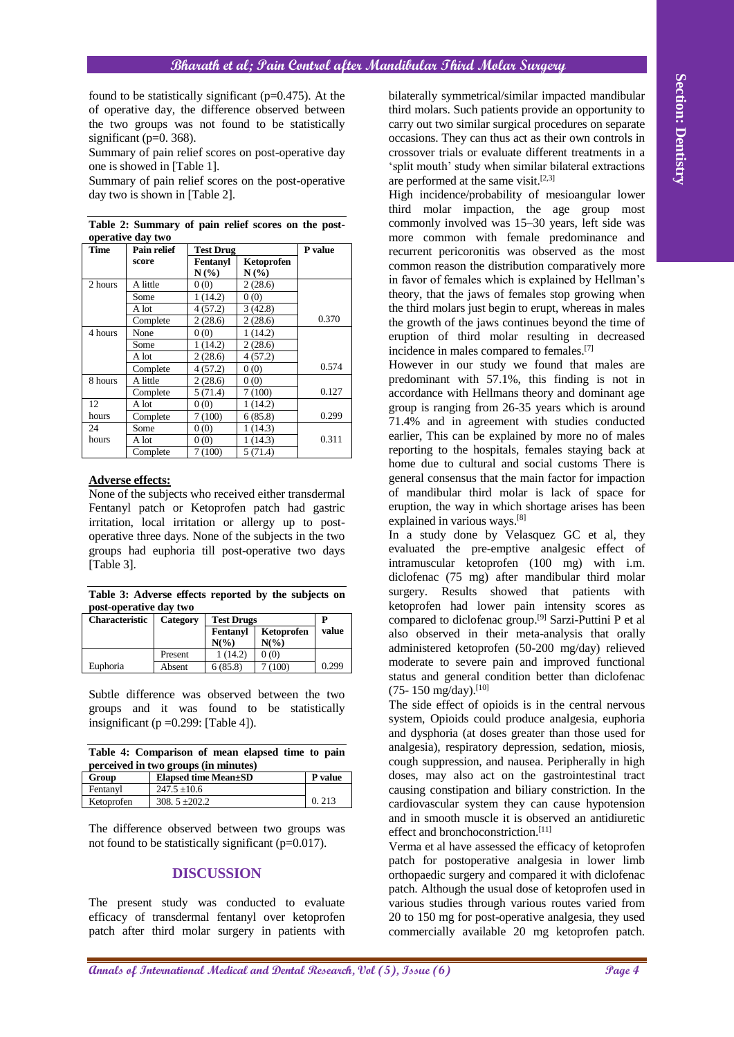found to be statistically significant (p=0.475). At the of operative day, the difference observed between the two groups was not found to be statistically significant (p=0. 368).

Summary of pain relief scores on post-operative day one is showed in [Table 1].

Summary of pain relief scores on the post-operative day two is shown in [Table 2].

**Table 2: Summary of pain relief scores on the post-operative day two**

| Time | Pain relief score | Test Drug | | P value |
|---|---|---|---|---|
| | | Fentanyl N (%) | Ketoprofen N (%) | |
| 2 hours | A little | 0 (0) | 2 (28.6) | |
| | Some | 1 (14.2) | 0 (0) | |
| | A lot | 4 (57.2) | 3 (42.8) | |
| | Complete | 2 (28.6) | 2 (28.6) | 0.370 |
| 4 hours | None | 0 (0) | 1 (14.2) | |
| | Some | 1 (14.2) | 2 (28.6) | |
| | A lot | 2 (28.6) | 4 (57.2) | |
| | Complete | 4 (57.2) | 0 (0) | 0.574 |
| 8 hours | A little | 2 (28.6) | 0 (0) | |
| | Complete | 5 (71.4) | 7 (100) | 0.127 |
| 12 hours | A lot | 0 (0) | 1 (14.2) | |
| | Complete | 7 (100) | 6 (85.8) | 0.299 |
| 24 hours | Some | 0 (0) | 1 (14.3) | |
| | A lot | 0 (0) | 1 (14.3) | 0.311 |
| | Complete | 7 (100) | 5 (71.4) | |

**Adverse effects:**

None of the subjects who received either transdermal Fentanyl patch or Ketoprofen patch had gastric irritation, local irritation or allergy up to post-operative three days. None of the subjects in the two groups had euphoria till post-operative two days [Table 3].

**Table 3: Adverse effects reported by the subjects on post-operative day two**

| Characteristic | Category | Test Drugs | | P value |
|---|---|---|---|---|
| | | Fentanyl N(%) | Ketoprofen N(%) | |
| | Present | 1 (14.2) | 0 (0) | |
| Euphoria | Absent | 6 (85.8) | 7 (100) | 0.299 |

Subtle difference was observed between the two groups and it was found to be statistically insignificant (p =0.299: [Table 4]).

**Table 4: Comparison of mean elapsed time to pain perceived in two groups (in minutes)**

| Group | Elapsed time Mean±SD | P value |
|---|---|---|
| Fentanyl | 247.5 ±10.6 | |
| Ketoprofen | 308. 5 ±202.2 | 0. 213 |

The difference observed between two groups was not found to be statistically significant (p=0.017).

## DISCUSSION

The present study was conducted to evaluate efficacy of transdermal fentanyl over ketoprofen patch after third molar surgery in patients with bilaterally symmetrical/similar impacted mandibular third molars. Such patients provide an opportunity to carry out two similar surgical procedures on separate occasions. They can thus act as their own controls in crossover trials or evaluate different treatments in a 'split mouth' study when similar bilateral extractions are performed at the same visit.[2,3]

High incidence/probability of mesioangular lower third molar impaction, the age group most commonly involved was 15–30 years, left side was more common with female predominance and recurrent pericoronitis was observed as the most common reason the distribution comparatively more in favor of females which is explained by Hellman's theory, that the jaws of females stop growing when the third molars just begin to erupt, whereas in males the growth of the jaws continues beyond the time of eruption of third molar resulting in decreased incidence in males compared to females.[7]

However in our study we found that males are predominant with 57.1%, this finding is not in accordance with Hellmans theory and dominant age group is ranging from 26-35 years which is around 71.4% and in agreement with studies conducted earlier, This can be explained by more no of males reporting to the hospitals, females staying back at home due to cultural and social customs There is general consensus that the main factor for impaction of mandibular third molar is lack of space for eruption, the way in which shortage arises has been explained in various ways.[8]

In a study done by Velasquez GC et al, they evaluated the pre-emptive analgesic effect of intramuscular ketoprofen (100 mg) with i.m. diclofenac (75 mg) after mandibular third molar surgery. Results showed that patients with ketoprofen had lower pain intensity scores as compared to diclofenac group.[9] Sarzi-Puttini P et al also observed in their meta-analysis that orally administered ketoprofen (50-200 mg/day) relieved moderate to severe pain and improved functional status and general condition better than diclofenac (75- 150 mg/day).[10]

The side effect of opioids is in the central nervous system, Opioids could produce analgesia, euphoria and dysphoria (at doses greater than those used for analgesia), respiratory depression, sedation, miosis, cough suppression, and nausea. Peripherally in high doses, may also act on the gastrointestinal tract causing constipation and biliary constriction. In the cardiovascular system they can cause hypotension and in smooth muscle it is observed an antidiuretic effect and bronchoconstriction.[11]

Verma et al have assessed the efficacy of ketoprofen patch for postoperative analgesia in lower limb orthopaedic surgery and compared it with diclofenac patch. Although the usual dose of ketoprofen used in various studies through various routes varied from 20 to 150 mg for post-operative analgesia, they used commercially available 20 mg ketoprofen patch.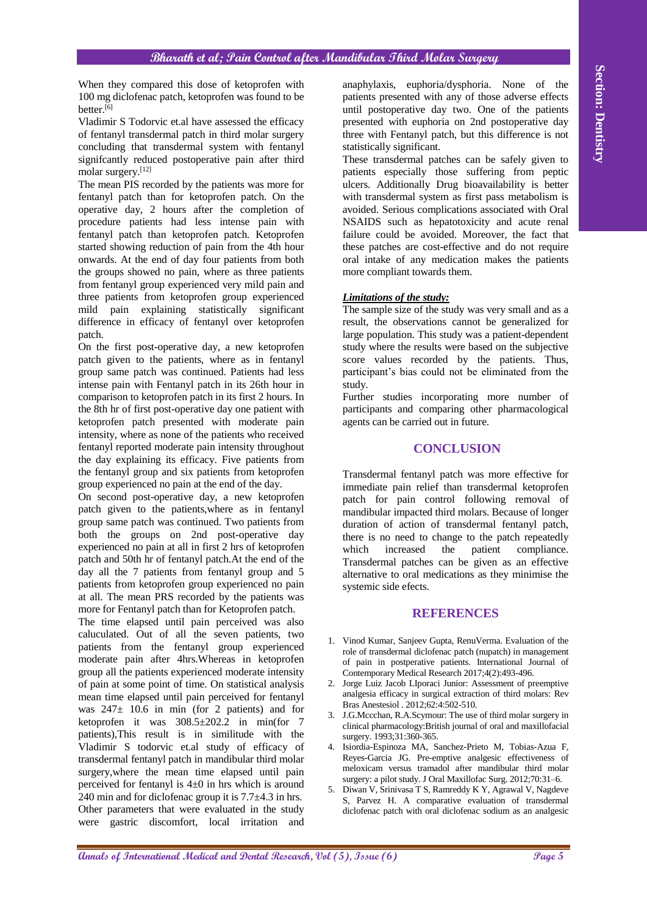When they compared this dose of ketoprofen with 100 mg diclofenac patch, ketoprofen was found to be better.[6]

Vladimir S Todorvic et.al have assessed the efficacy of fentanyl transdermal patch in third molar surgery concluding that transdermal system with fentanyl signifcantly reduced postoperative pain after third molar surgery.[12]

The mean PIS recorded by the patients was more for fentanyl patch than for ketoprofen patch. On the operative day, 2 hours after the completion of procedure patients had less intense pain with fentanyl patch than ketoprofen patch. Ketoprofen started showing reduction of pain from the 4th hour onwards. At the end of day four patients from both the groups showed no pain, where as three patients from fentanyl group experienced very mild pain and three patients from ketoprofen group experienced mild pain explaining statistically significant difference in efficacy of fentanyl over ketoprofen patch.

On the first post-operative day, a new ketoprofen patch given to the patients, where as in fentanyl group same patch was continued. Patients had less intense pain with Fentanyl patch in its 26th hour in comparison to ketoprofen patch in its first 2 hours. In the 8th hr of first post-operative day one patient with ketoprofen patch presented with moderate pain intensity, where as none of the patients who received fentanyl reported moderate pain intensity throughout the day explaining its efficacy. Five patients from the fentanyl group and six patients from ketoprofen group experienced no pain at the end of the day.

On second post-operative day, a new ketoprofen patch given to the patients,where as in fentanyl group same patch was continued. Two patients from both the groups on 2nd post-operative day experienced no pain at all in first 2 hrs of ketoprofen patch and 50th hr of fentanyl patch.At the end of the day all the 7 patients from fentanyl group and 5 patients from ketoprofen group experienced no pain at all. The mean PRS recorded by the patients was more for Fentanyl patch than for Ketoprofen patch.

The time elapsed until pain perceived was also caluculated. Out of all the seven patients, two patients from the fentanyl group experienced moderate pain after 4hrs.Whereas in ketoprofen group all the patients experienced moderate intensity of pain at some point of time. On statistical analysis mean time elapsed until pain perceived for fentanyl was 247± 10.6 in min (for 2 patients) and for ketoprofen it was 308.5±202.2 in min(for 7 patients),This result is in similitude with the Vladimir S todorvic et.al study of efficacy of transdermal fentanyl patch in mandibular third molar surgery,where the mean time elapsed until pain perceived for fentanyl is 4±0 in hrs which is around 240 min and for diclofenac group it is 7.7±4.3 in hrs.

Other parameters that were evaluated in the study were gastric discomfort, local irritation and anaphylaxis, euphoria/dysphoria. None of the patients presented with any of those adverse effects until postoperative day two. One of the patients presented with euphoria on 2nd postoperative day three with Fentanyl patch, but this difference is not statistically significant.

These transdermal patches can be safely given to patients especially those suffering from peptic ulcers. Additionally Drug bioavailability is better with transdermal system as first pass metabolism is avoided. Serious complications associated with Oral NSAIDS such as hepatotoxicity and acute renal failure could be avoided. Moreover, the fact that these patches are cost-effective and do not require oral intake of any medication makes the patients more compliant towards them.

***Limitations of the study:***

The sample size of the study was very small and as a result, the observations cannot be generalized for large population. This study was a patient-dependent study where the results were based on the subjective score values recorded by the patients. Thus, participant's bias could not be eliminated from the study.

Further studies incorporating more number of participants and comparing other pharmacological agents can be carried out in future.

## CONCLUSION

Transdermal fentanyl patch was more effective for immediate pain relief than transdermal ketoprofen patch for pain control following removal of mandibular impacted third molars. Because of longer duration of action of transdermal fentanyl patch, there is no need to change to the patch repeatedly which increased the patient compliance. Transdermal patches can be given as an effective alternative to oral medications as they minimise the systemic side efects.

## REFERENCES

1. Vinod Kumar, Sanjeev Gupta, RenuVerma. Evaluation of the role of transdermal diclofenac patch (nupatch) in management of pain in postperative patients. International Journal of Contemporary Medical Research 2017;4(2):493-496.
2. Jorge Luiz Jacob LIporaci Junior: Assessment of preemptive analgesia efficacy in surgical extraction of third molars: Rev Bras Anestesiol . 2012;62:4:502-510.
3. J.G.Mccchan, R.A.Scymour: The use of third molar surgery in clinical pharmacology:British journal of oral and maxillofacial surgery. 1993;31:360-365.
4. Isiordia-Espinoza MA, Sanchez-Prieto M, Tobias-Azua F, Reyes-Garcia JG. Pre-emptive analgesic effectiveness of meloxicam versus tramadol after mandibular third molar surgery: a pilot study. J Oral Maxillofac Surg. 2012;70:31–6.
5. Diwan V, Srinivasa T S, Ramreddy K Y, Agrawal V, Nagdeve S, Parvez H. A comparative evaluation of transdermal diclofenac patch with oral diclofenac sodium as an analgesic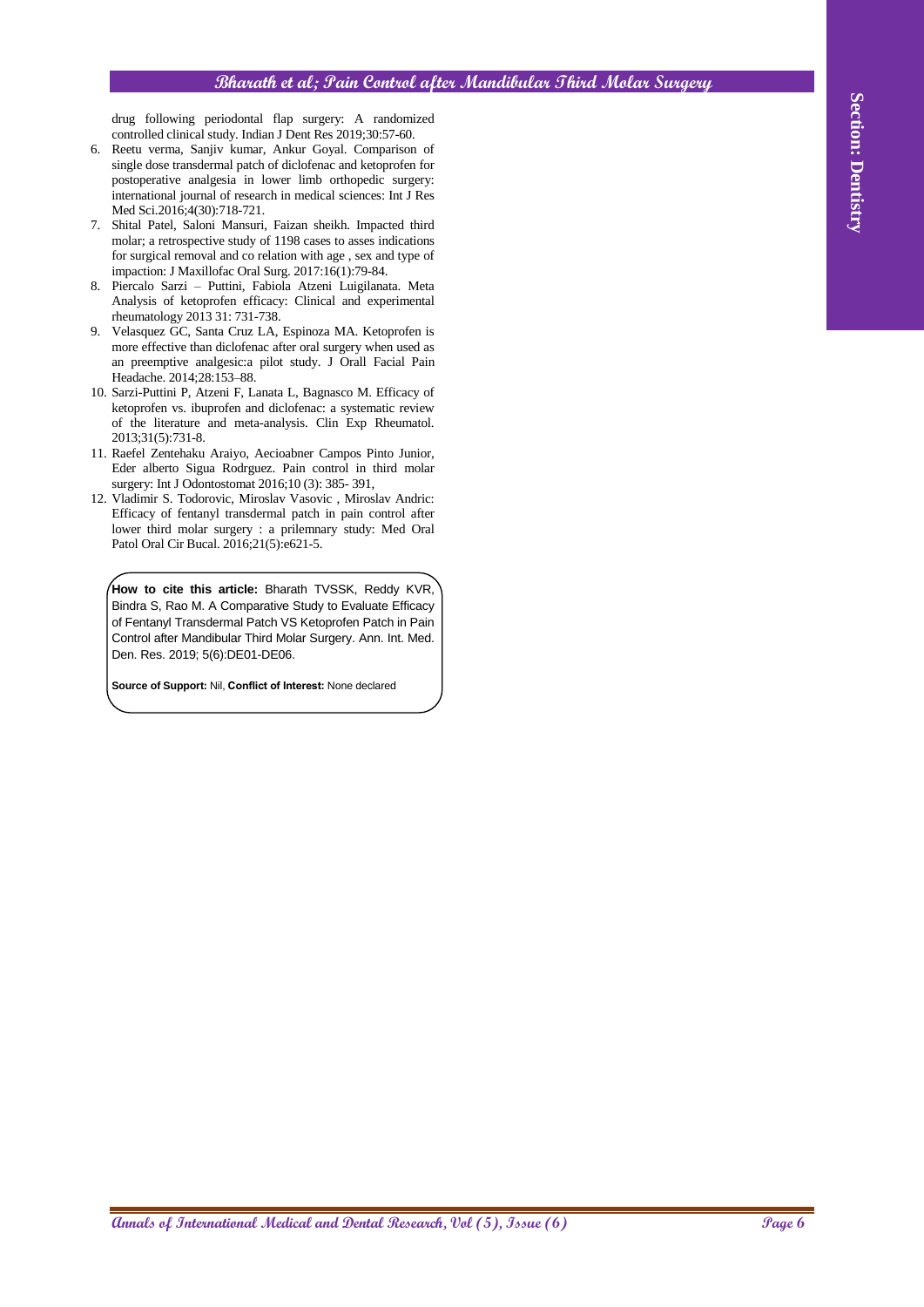drug following periodontal flap surgery: A randomized controlled clinical study. Indian J Dent Res 2019;30:57-60.

6. Reetu verma, Sanjiv kumar, Ankur Goyal. Comparison of single dose transdermal patch of diclofenac and ketoprofen for postoperative analgesia in lower limb orthopedic surgery: international journal of research in medical sciences: Int J Res Med Sci.2016;4(30):718-721.
7. Shital Patel, Saloni Mansuri, Faizan sheikh. Impacted third molar; a retrospective study of 1198 cases to asses indications for surgical removal and co relation with age , sex and type of impaction: J Maxillofac Oral Surg. 2017:16(1):79-84.
8. Piercalo Sarzi – Puttini, Fabiola Atzeni Luigilanata. Meta Analysis of ketoprofen efficacy: Clinical and experimental rheumatology 2013 31: 731-738.
9. Velasquez GC, Santa Cruz LA, Espinoza MA. Ketoprofen is more effective than diclofenac after oral surgery when used as an preemptive analgesic:a pilot study. J Orall Facial Pain Headache. 2014;28:153–88.
10. Sarzi-Puttini P, Atzeni F, Lanata L, Bagnasco M. Efficacy of ketoprofen vs. ibuprofen and diclofenac: a systematic review of the literature and meta-analysis. Clin Exp Rheumatol. 2013;31(5):731-8.
11. Raefel Zentehaku Araiyo, Aecioabner Campos Pinto Junior, Eder alberto Sigua Rodrguez. Pain control in third molar surgery: Int J Odontostomat 2016;10 (3): 385- 391,
12. Vladimir S. Todorovic, Miroslav Vasovic , Miroslav Andric: Efficacy of fentanyl transdermal patch in pain control after lower third molar surgery : a prilemnary study: Med Oral Patol Oral Cir Bucal. 2016;21(5):e621-5.

**How to cite this article:** Bharath TVSSK, Reddy KVR, Bindra S, Rao M. A Comparative Study to Evaluate Efficacy of Fentanyl Transdermal Patch VS Ketoprofen Patch in Pain Control after Mandibular Third Molar Surgery. Ann. Int. Med. Den. Res. 2019; 5(6):DE01-DE06.

**Source of Support:** Nil, **Conflict of Interest:** None declared